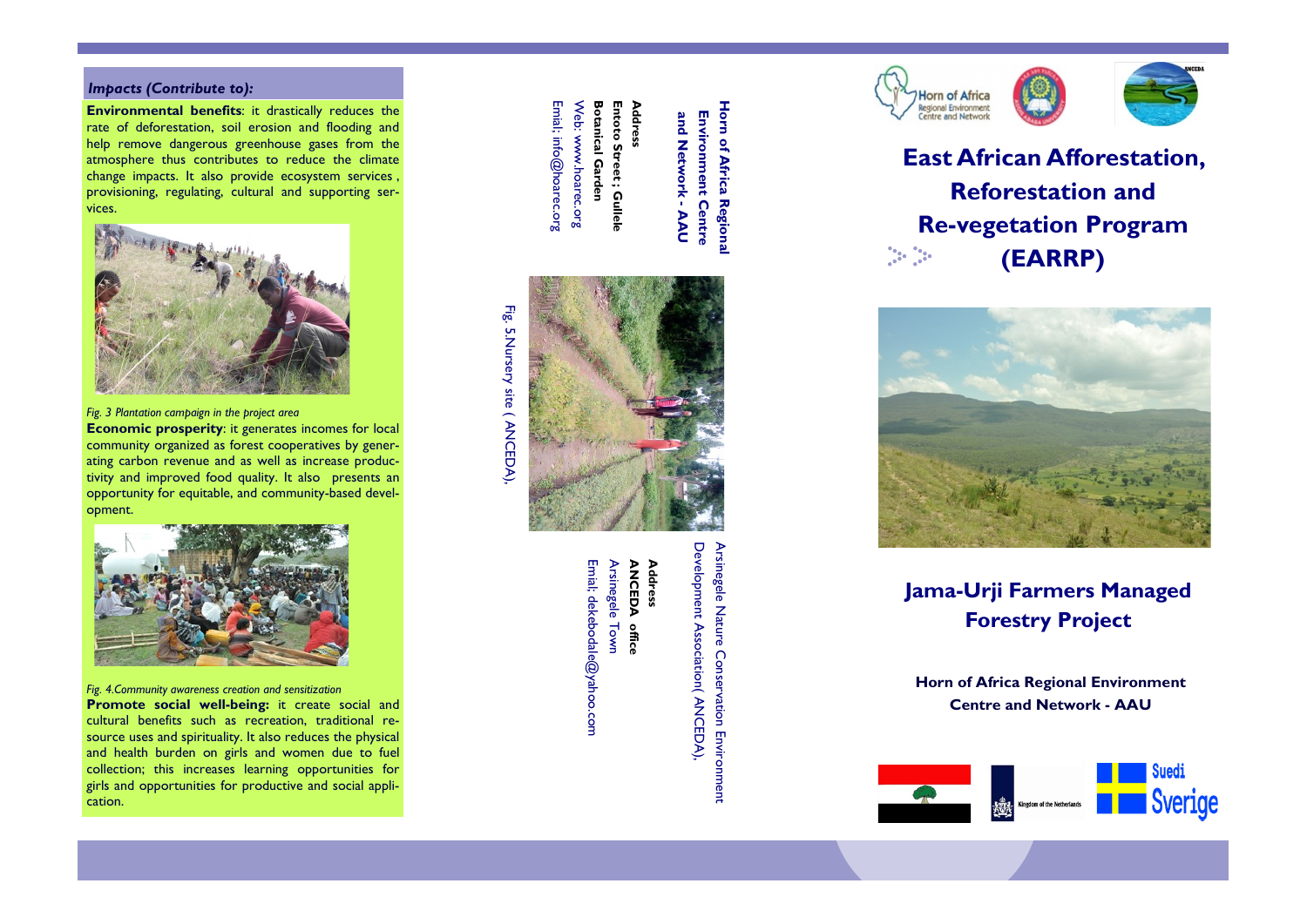*Impacts (Contribute to):*

**Environmental benefits**: it drastically reduces the rate of deforestation, soil erosion and flooding and help remove dangerous greenhouse gases from the atmosphere thus contributes to reduce the climate change impacts. It also provide ecosystem services , provisioning, regulating, cultural and supporting services.

*Fig. 3 Plantation campaign in the project area*

**Economic prosperity**: it generates incomes for local community organized as forest cooperatives by generating carbon revenue and as well as increase productivity and improved food quality. It also presents an opportunity for equitable, and community-based development.

*Fig. 4.Community awareness creation and sensitization*

**Promote social well-being:** it create social and cultural benefits such as recreation, traditional resource uses and spirituality. It also reduces the physical and health burden on girls and women due to fuel collection; this increases learning opportunities for girls and opportunities for productive and social application.

**Horn of Africa Regional Environment Centre and Network - AAU**

**Address**
**Entoto Street ; Gullele Botanical Garden**
Web: www.hoarec.org
Emial; info@hoarec.org

Fig. 5.Nursery site ( ANCEDA),

Arsinegele Nature Conservation Environment Development Association( ANCEDA),

**Address**
**ANCEDA office**
Arsinegele Town
Emial; dekebodale@yahoo.com

# East African Afforestation, Reforestation and Re-vegetation Program (EARRP)

## Jama-Urji Farmers Managed Forestry Project

**Horn of Africa Regional Environment Centre and Network - AAU**

Kingdom of the Netherlands

Suedi Sverige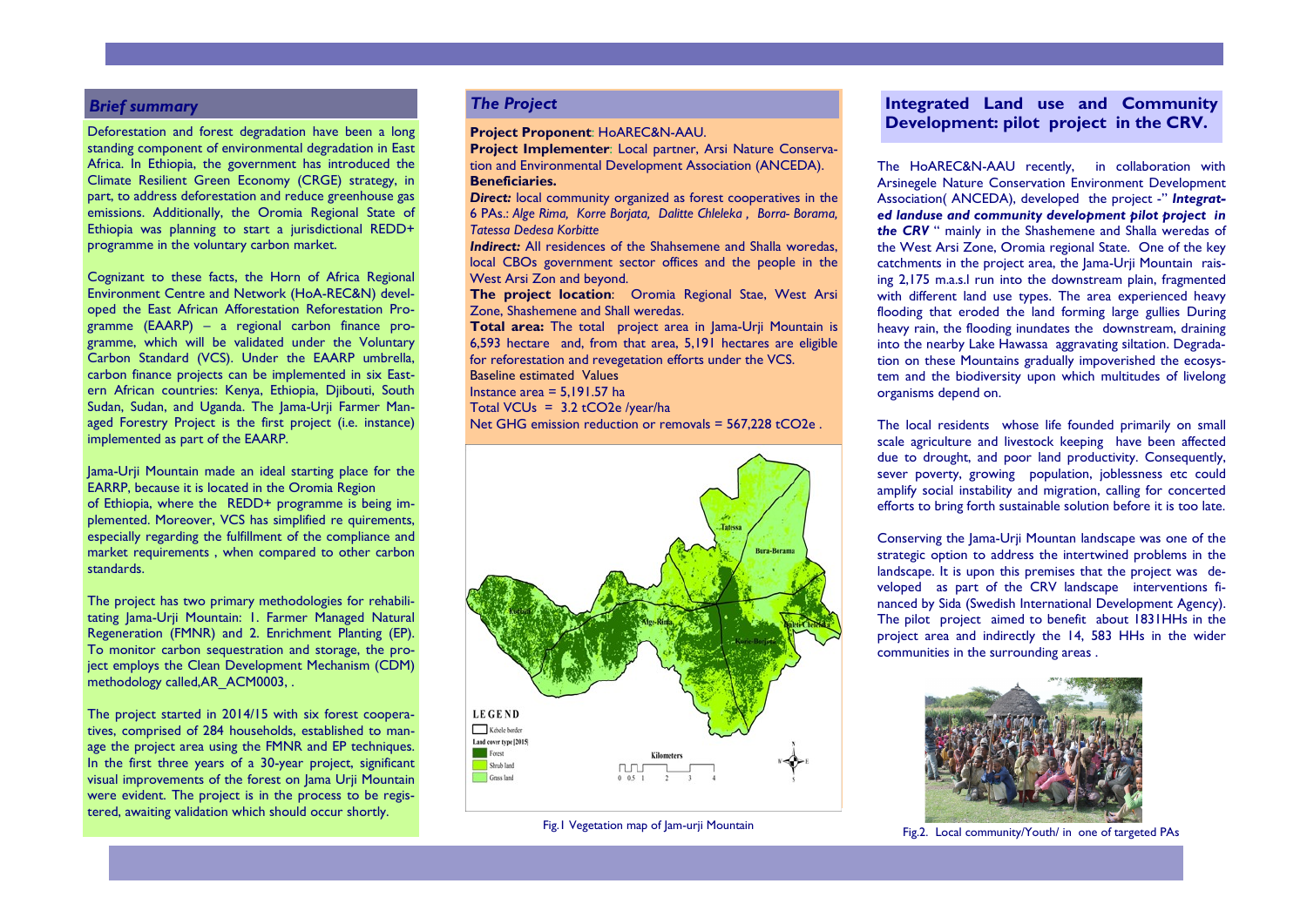## *Brief summary*

Deforestation and forest degradation have been a long standing component of environmental degradation in East Africa. In Ethiopia, the government has introduced the Climate Resilient Green Economy (CRGE) strategy, in part, to address deforestation and reduce greenhouse gas emissions. Additionally, the Oromia Regional State of Ethiopia was planning to start a jurisdictional REDD+ programme in the voluntary carbon market.

Cognizant to these facts, the Horn of Africa Regional Environment Centre and Network (HoA-REC&N) developed the East African Afforestation Reforestation Programme (EAARP) – a regional carbon finance programme, which will be validated under the Voluntary Carbon Standard (VCS). Under the EAARP umbrella, carbon finance projects can be implemented in six Eastern African countries: Kenya, Ethiopia, Djibouti, South Sudan, Sudan, and Uganda. The Jama-Urji Farmer Managed Forestry Project is the first project (i.e. instance) implemented as part of the EAARP.

Jama-Urji Mountain made an ideal starting place for the EARRP, because it is located in the Oromia Region of Ethiopia, where the REDD+ programme is being implemented. Moreover, VCS has simplified re quirements, especially regarding the fulfillment of the compliance and market requirements , when compared to other carbon standards.

The project has two primary methodologies for rehabilitating Jama-Urji Mountain: 1. Farmer Managed Natural Regeneration (FMNR) and 2. Enrichment Planting (EP). To monitor carbon sequestration and storage, the project employs the Clean Development Mechanism (CDM) methodology called,AR_ACM0003, .

The project started in 2014/15 with six forest cooperatives, comprised of 284 households, established to manage the project area using the FMNR and EP techniques. In the first three years of a 30-year project, significant visual improvements of the forest on Jama Urji Mountain were evident. The project is in the process to be registered, awaiting validation which should occur shortly.

## *The Project*

**Project Proponent**: HoAREC&N-AAU.

**Project Implementer**: Local partner, Arsi Nature Conservation and Environmental Development Association (ANCEDA).

**Beneficiaries.**

***Direct:*** local community organized as forest cooperatives in the 6 PAs.: *Alge Rima, Korre Borjata, Dalitte Chleleka , Borra- Borama, Tatessa Dedesa Korbitte*

***Indirect:*** All residences of the Shahsemene and Shalla woredas, local CBOs government sector offices and the people in the West Arsi Zon and beyond.

**The project location**: Oromia Regional Stae, West Arsi Zone, Shashemene and Shall weredas.

**Total area:** The total project area in Jama-Urji Mountain is 6,593 hectare and, from that area, 5,191 hectares are eligible for reforestation and revegetation efforts under the VCS.

Baseline estimated Values

Instance area = 5,191.57 ha

Total VCUs = 3.2 tCO2e /year/ha

Net GHG emission reduction or removals = 567,228 tCO2e .

Tatessa
Bura-Berama
Alge-Rima
Dalitte Chelelka
Korre-Borjata
LEGEND
Kebele border
Land cover type (2015)
Forest
Shrub land
Grass land
Kilometers
0 0.5 1 2 3 4

Fig.1 Vegetation map of Jam-urji Mountain

## Integrated Land use and Community Development: pilot project in the CRV.

The HoAREC&N-AAU recently, in collaboration with Arsinegele Nature Conservation Environment Development Association( ANCEDA), developed the project -" ***Integrated landuse and community development pilot project in the CRV*** " mainly in the Shashemene and Shalla weredas of the West Arsi Zone, Oromia regional State. One of the key catchments in the project area, the Jama-Urji Mountain raising 2,175 m.a.s.l run into the downstream plain, fragmented with different land use types. The area experienced heavy flooding that eroded the land forming large gullies During heavy rain, the flooding inundates the downstream, draining into the nearby Lake Hawassa aggravating siltation. Degradation on these Mountains gradually impoverished the ecosystem and the biodiversity upon which multitudes of livelong organisms depend on.

The local residents whose life founded primarily on small scale agriculture and livestock keeping have been affected due to drought, and poor land productivity. Consequently, sever poverty, growing population, joblessness etc could amplify social instability and migration, calling for concerted efforts to bring forth sustainable solution before it is too late.

Conserving the Jama-Urji Mountan landscape was one of the strategic option to address the intertwined problems in the landscape. It is upon this premises that the project was developed as part of the CRV landscape interventions financed by Sida (Swedish International Development Agency). The pilot project aimed to benefit about 1831HHs in the project area and indirectly the 14, 583 HHs in the wider communities in the surrounding areas .

Fig.2. Local community/Youth/ in one of targeted PAs